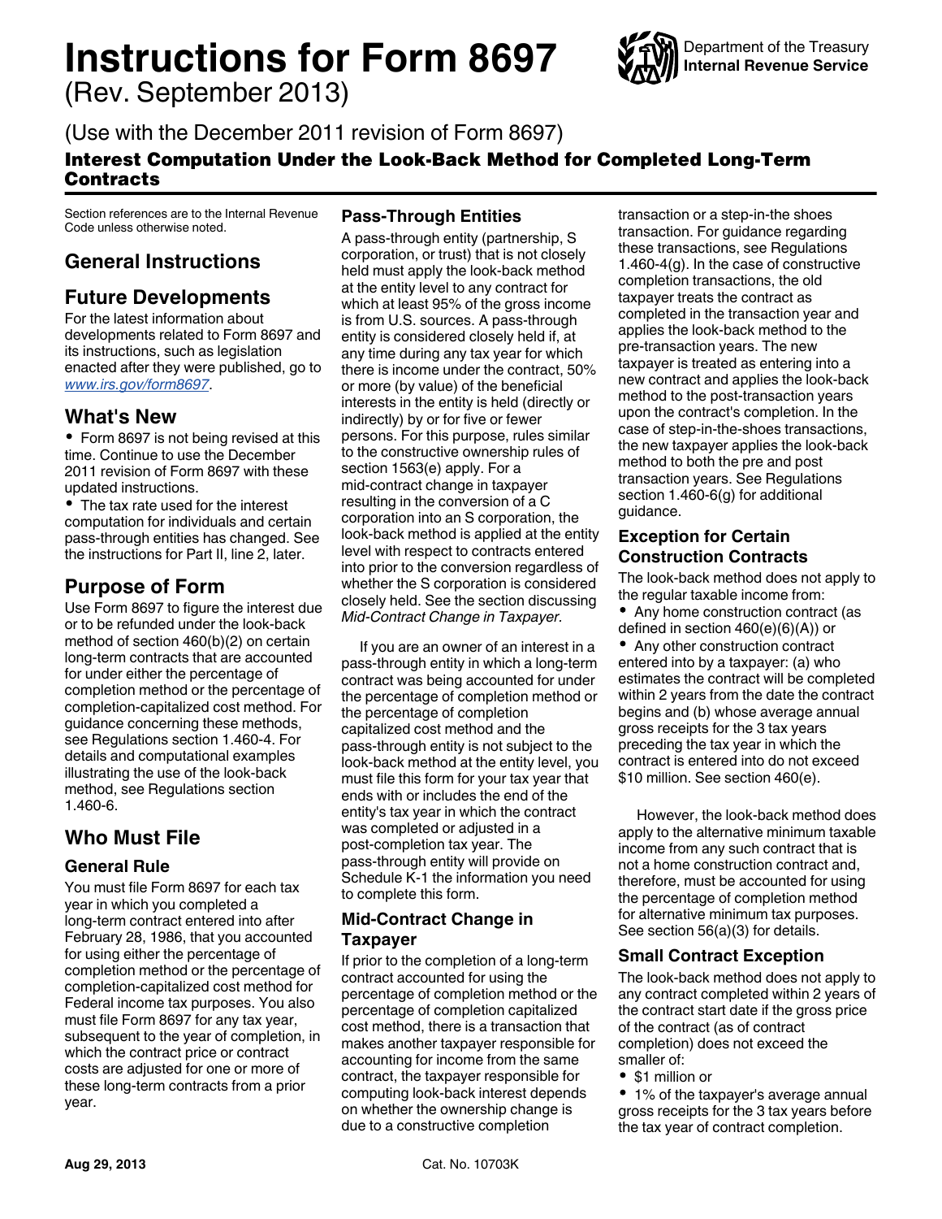# Instructions for Form 8697

(Rev. September 2013)

(Use with the December 2011 revision of Form 8697)

## Interest Computation Under the Look-Back Method for Completed Long-Term Contracts

Department of the Treasury
Internal Revenue Service

Section references are to the Internal Revenue Code unless otherwise noted.

## General Instructions

## Future Developments

For the latest information about developments related to Form 8697 and its instructions, such as legislation enacted after they were published, go to *www.irs.gov/form8697*.

## What's New

- Form 8697 is not being revised at this time. Continue to use the December 2011 revision of Form 8697 with these updated instructions.
- The tax rate used for the interest computation for individuals and certain pass-through entities has changed. See the instructions for Part II, line 2, later.

## Purpose of Form

Use Form 8697 to figure the interest due or to be refunded under the look-back method of section 460(b)(2) on certain long-term contracts that are accounted for under either the percentage of completion method or the percentage of completion-capitalized cost method. For guidance concerning these methods, see Regulations section 1.460-4. For details and computational examples illustrating the use of the look-back method, see Regulations section 1.460-6.

## Who Must File

### General Rule

You must file Form 8697 for each tax year in which you completed a long-term contract entered into after February 28, 1986, that you accounted for using either the percentage of completion method or the percentage of completion-capitalized cost method for Federal income tax purposes. You also must file Form 8697 for any tax year, subsequent to the year of completion, in which the contract price or contract costs are adjusted for one or more of these long-term contracts from a prior year.

### Pass-Through Entities

A pass-through entity (partnership, S corporation, or trust) that is not closely held must apply the look-back method at the entity level to any contract for which at least 95% of the gross income is from U.S. sources. A pass-through entity is considered closely held if, at any time during any tax year for which there is income under the contract, 50% or more (by value) of the beneficial interests in the entity is held (directly or indirectly) by or for five or fewer persons. For this purpose, rules similar to the constructive ownership rules of section 1563(e) apply. For a mid-contract change in taxpayer resulting in the conversion of a C corporation into an S corporation, the look-back method is applied at the entity level with respect to contracts entered into prior to the conversion regardless of whether the S corporation is considered closely held. See the section discussing *Mid-Contract Change in Taxpayer*.

If you are an owner of an interest in a pass-through entity in which a long-term contract was being accounted for under the percentage of completion method or the percentage of completion capitalized cost method and the pass-through entity is not subject to the look-back method at the entity level, you must file this form for your tax year that ends with or includes the end of the entity's tax year in which the contract was completed or adjusted in a post-completion tax year. The pass-through entity will provide on Schedule K-1 the information you need to complete this form.

### Mid-Contract Change in Taxpayer

If prior to the completion of a long-term contract accounted for using the percentage of completion method or the percentage of completion capitalized cost method, there is a transaction that makes another taxpayer responsible for accounting for income from the same contract, the taxpayer responsible for computing look-back interest depends on whether the ownership change is due to a constructive completion transaction or a step-in-the shoes transaction. For guidance regarding these transactions, see Regulations 1.460-4(g). In the case of constructive completion transactions, the old taxpayer treats the contract as completed in the transaction year and applies the look-back method to the pre-transaction years. The new taxpayer is treated as entering into a new contract and applies the look-back method to the post-transaction years upon the contract's completion. In the case of step-in-the-shoes transactions, the new taxpayer applies the look-back method to both the pre and post transaction years. See Regulations section 1.460-6(g) for additional guidance.

### Exception for Certain Construction Contracts

The look-back method does not apply to the regular taxable income from:

- Any home construction contract (as defined in section 460(e)(6)(A)) or
- Any other construction contract entered into by a taxpayer: (a) who estimates the contract will be completed within 2 years from the date the contract begins and (b) whose average annual gross receipts for the 3 tax years preceding the tax year in which the contract is entered into do not exceed $10 million. See section 460(e).

However, the look-back method does apply to the alternative minimum taxable income from any such contract that is not a home construction contract and, therefore, must be accounted for using the percentage of completion method for alternative minimum tax purposes. See section 56(a)(3) for details.

### Small Contract Exception

The look-back method does not apply to any contract completed within 2 years of the contract start date if the gross price of the contract (as of contract completion) does not exceed the smaller of:

- $1 million or
- 1% of the taxpayer's average annual gross receipts for the 3 tax years before the tax year of contract completion.

Aug 29, 2013 Cat. No. 10703K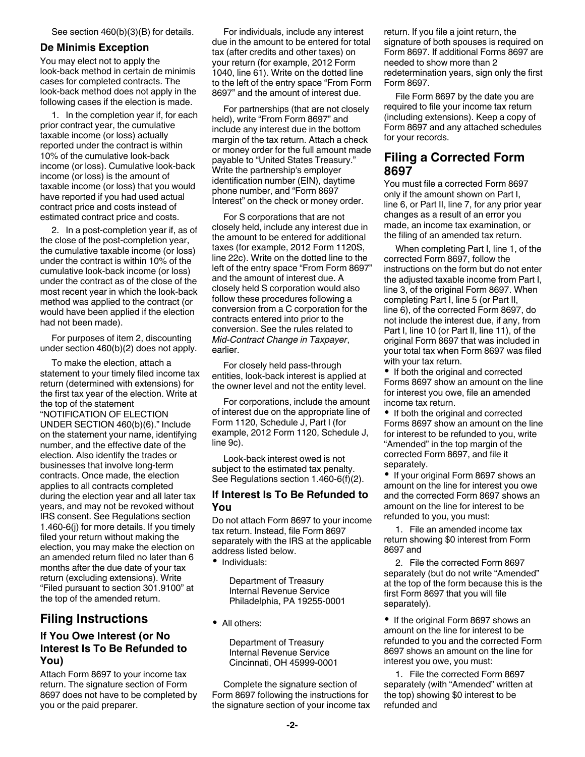See section 460(b)(3)(B) for details.

### De Minimis Exception

You may elect not to apply the look-back method in certain de minimis cases for completed contracts. The look-back method does not apply in the following cases if the election is made.

1. In the completion year if, for each prior contract year, the cumulative taxable income (or loss) actually reported under the contract is within 10% of the cumulative look-back income (or loss). Cumulative look-back income (or loss) is the amount of taxable income (or loss) that you would have reported if you had used actual contract price and costs instead of estimated contract price and costs.

2. In a post-completion year if, as of the close of the post-completion year, the cumulative taxable income (or loss) under the contract is within 10% of the cumulative look-back income (or loss) under the contract as of the close of the most recent year in which the look-back method was applied to the contract (or would have been applied if the election had not been made).

For purposes of item 2, discounting under section 460(b)(2) does not apply.

To make the election, attach a statement to your timely filed income tax return (determined with extensions) for the first tax year of the election. Write at the top of the statement "NOTIFICATION OF ELECTION UNDER SECTION 460(b)(6)." Include on the statement your name, identifying number, and the effective date of the election. Also identify the trades or businesses that involve long-term contracts. Once made, the election applies to all contracts completed during the election year and all later tax years, and may not be revoked without IRS consent. See Regulations section 1.460-6(j) for more details. If you timely filed your return without making the election, you may make the election on an amended return filed no later than 6 months after the due date of your tax return (excluding extensions). Write "Filed pursuant to section 301.9100" at the top of the amended return.

## Filing Instructions

### If You Owe Interest (or No Interest Is To Be Refunded to You)

Attach Form 8697 to your income tax return. The signature section of Form 8697 does not have to be completed by you or the paid preparer.

For individuals, include any interest due in the amount to be entered for total tax (after credits and other taxes) on your return (for example, 2012 Form 1040, line 61). Write on the dotted line to the left of the entry space "From Form 8697" and the amount of interest due.

For partnerships (that are not closely held), write "From Form 8697" and include any interest due in the bottom margin of the tax return. Attach a check or money order for the full amount made payable to "United States Treasury." Write the partnership's employer identification number (EIN), daytime phone number, and "Form 8697 Interest" on the check or money order.

For S corporations that are not closely held, include any interest due in the amount to be entered for additional taxes (for example, 2012 Form 1120S, line 22c). Write on the dotted line to the left of the entry space "From Form 8697" and the amount of interest due. A closely held S corporation would also follow these procedures following a conversion from a C corporation for the contracts entered into prior to the conversion. See the rules related to *Mid-Contract Change in Taxpayer*, earlier.

For closely held pass-through entities, look-back interest is applied at the owner level and not the entity level.

For corporations, include the amount of interest due on the appropriate line of Form 1120, Schedule J, Part I (for example, 2012 Form 1120, Schedule J, line 9c).

Look-back interest owed is not subject to the estimated tax penalty. See Regulations section 1.460-6(f)(2).

### If Interest Is To Be Refunded to You

Do not attach Form 8697 to your income tax return. Instead, file Form 8697 separately with the IRS at the applicable address listed below.

- Individuals:

  Department of Treasury
  Internal Revenue Service
  Philadelphia, PA 19255-0001

- All others:

  Department of Treasury
  Internal Revenue Service
  Cincinnati, OH 45999-0001

Complete the signature section of Form 8697 following the instructions for the signature section of your income tax return. If you file a joint return, the signature of both spouses is required on Form 8697. If additional Forms 8697 are needed to show more than 2 redetermination years, sign only the first Form 8697.

File Form 8697 by the date you are required to file your income tax return (including extensions). Keep a copy of Form 8697 and any attached schedules for your records.

## Filing a Corrected Form 8697

You must file a corrected Form 8697 only if the amount shown on Part I, line 6, or Part II, line 7, for any prior year changes as a result of an error you made, an income tax examination, or the filing of an amended tax return.

When completing Part I, line 1, of the corrected Form 8697, follow the instructions on the form but do not enter the adjusted taxable income from Part I, line 3, of the original Form 8697. When completing Part I, line 5 (or Part II, line 6), of the corrected Form 8697, do not include the interest due, if any, from Part I, line 10 (or Part II, line 11), of the original Form 8697 that was included in your total tax when Form 8697 was filed with your tax return.

- If both the original and corrected Forms 8697 show an amount on the line for interest you owe, file an amended income tax return.
- If both the original and corrected Forms 8697 show an amount on the line for interest to be refunded to you, write "Amended" in the top margin of the corrected Form 8697, and file it separately.
- If your original Form 8697 shows an amount on the line for interest you owe and the corrected Form 8697 shows an amount on the line for interest to be refunded to you, you must:

  1. File an amended income tax return showing $0 interest from Form 8697 and

  2. File the corrected Form 8697 separately (but do not write "Amended" at the top of the form because this is the first Form 8697 that you will file separately).

- If the original Form 8697 shows an amount on the line for interest to be refunded to you and the corrected Form 8697 shows an amount on the line for interest you owe, you must:

  1. File the corrected Form 8697 separately (with "Amended" written at the top) showing $0 interest to be refunded and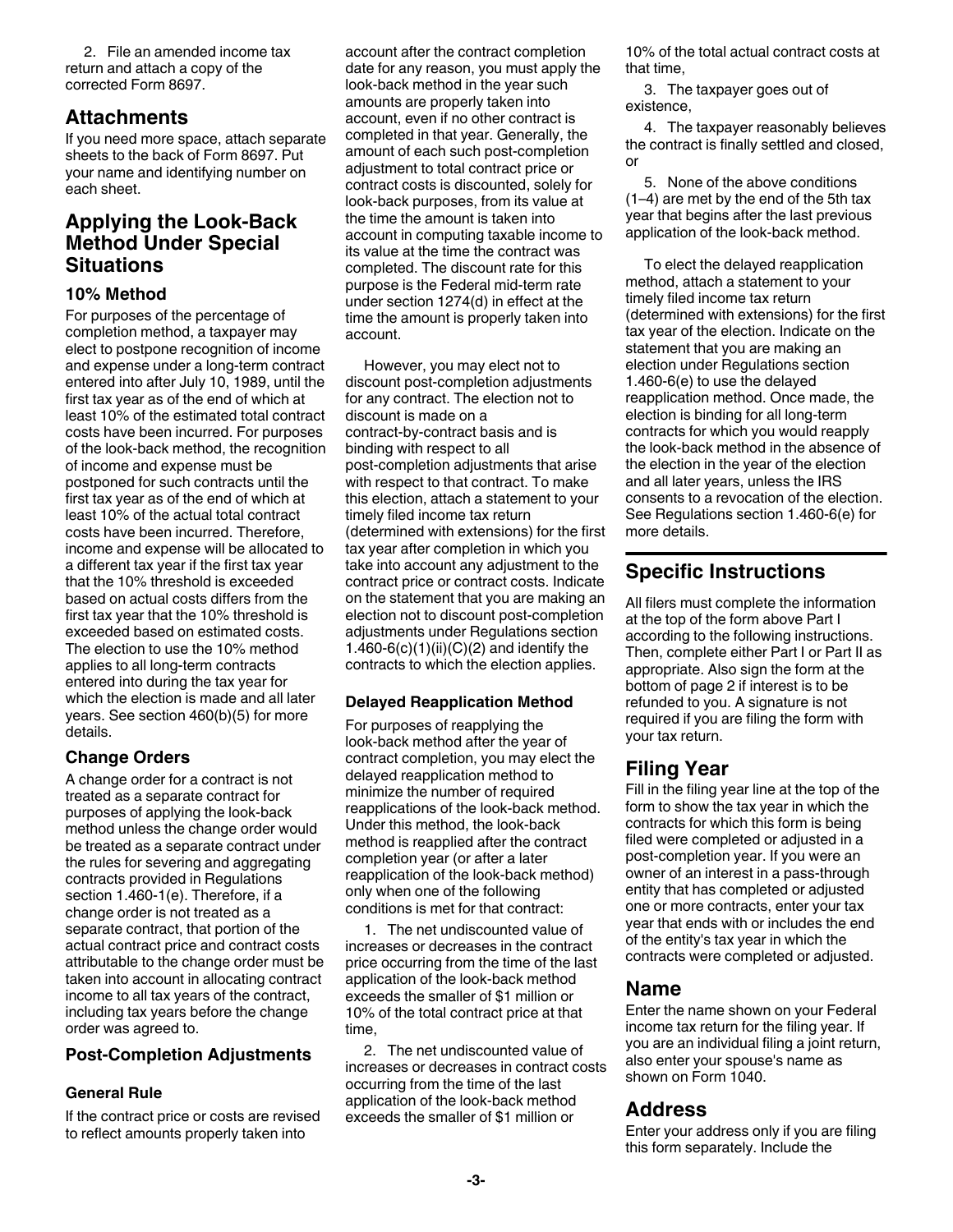2. File an amended income tax return and attach a copy of the corrected Form 8697.

## Attachments

If you need more space, attach separate sheets to the back of Form 8697. Put your name and identifying number on each sheet.

## Applying the Look-Back Method Under Special Situations

### 10% Method

For purposes of the percentage of completion method, a taxpayer may elect to postpone recognition of income and expense under a long-term contract entered into after July 10, 1989, until the first tax year as of the end of which at least 10% of the estimated total contract costs have been incurred. For purposes of the look-back method, the recognition of income and expense must be postponed for such contracts until the first tax year as of the end of which at least 10% of the actual total contract costs have been incurred. Therefore, income and expense will be allocated to a different tax year if the first tax year that the 10% threshold is exceeded based on actual costs differs from the first tax year that the 10% threshold is exceeded based on estimated costs. The election to use the 10% method applies to all long-term contracts entered into during the tax year for which the election is made and all later years. See section 460(b)(5) for more details.

### Change Orders

A change order for a contract is not treated as a separate contract for purposes of applying the look-back method unless the change order would be treated as a separate contract under the rules for severing and aggregating contracts provided in Regulations section 1.460-1(e). Therefore, if a change order is not treated as a separate contract, that portion of the actual contract price and contract costs attributable to the change order must be taken into account in allocating contract income to all tax years of the contract, including tax years before the change order was agreed to.

### Post-Completion Adjustments

#### General Rule

If the contract price or costs are revised to reflect amounts properly taken into account after the contract completion date for any reason, you must apply the look-back method in the year such amounts are properly taken into account, even if no other contract is completed in that year. Generally, the amount of each such post-completion adjustment to total contract price or contract costs is discounted, solely for look-back purposes, from its value at the time the amount is taken into account in computing taxable income to its value at the time the contract was completed. The discount rate for this purpose is the Federal mid-term rate under section 1274(d) in effect at the time the amount is properly taken into account.

However, you may elect not to discount post-completion adjustments for any contract. The election not to discount is made on a contract-by-contract basis and is binding with respect to all post-completion adjustments that arise with respect to that contract. To make this election, attach a statement to your timely filed income tax return (determined with extensions) for the first tax year after completion in which you take into account any adjustment to the contract price or contract costs. Indicate on the statement that you are making an election not to discount post-completion adjustments under Regulations section 1.460-6(c)(1)(ii)(C)(2) and identify the contracts to which the election applies.

#### Delayed Reapplication Method

For purposes of reapplying the look-back method after the year of contract completion, you may elect the delayed reapplication method to minimize the number of required reapplications of the look-back method. Under this method, the look-back method is reapplied after the contract completion year (or after a later reapplication of the look-back method) only when one of the following conditions is met for that contract:

1. The net undiscounted value of increases or decreases in the contract price occurring from the time of the last application of the look-back method exceeds the smaller of $1 million or 10% of the total contract price at that time,

2. The net undiscounted value of increases or decreases in contract costs occurring from the time of the last application of the look-back method exceeds the smaller of $1 million or 10% of the total actual contract costs at that time,

3. The taxpayer goes out of existence,

4. The taxpayer reasonably believes the contract is finally settled and closed, or

5. None of the above conditions (1–4) are met by the end of the 5th tax year that begins after the last previous application of the look-back method.

To elect the delayed reapplication method, attach a statement to your timely filed income tax return (determined with extensions) for the first tax year of the election. Indicate on the statement that you are making an election under Regulations section 1.460-6(e) to use the delayed reapplication method. Once made, the election is binding for all long-term contracts for which you would reapply the look-back method in the absence of the election in the year of the election and all later years, unless the IRS consents to a revocation of the election. See Regulations section 1.460-6(e) for more details.

## Specific Instructions

All filers must complete the information at the top of the form above Part I according to the following instructions. Then, complete either Part I or Part II as appropriate. Also sign the form at the bottom of page 2 if interest is to be refunded to you. A signature is not required if you are filing the form with your tax return.

## Filing Year

Fill in the filing year line at the top of the form to show the tax year in which the contracts for which this form is being filed were completed or adjusted in a post-completion year. If you were an owner of an interest in a pass-through entity that has completed or adjusted one or more contracts, enter your tax year that ends with or includes the end of the entity's tax year in which the contracts were completed or adjusted.

## Name

Enter the name shown on your Federal income tax return for the filing year. If you are an individual filing a joint return, also enter your spouse's name as shown on Form 1040.

## Address

Enter your address only if you are filing this form separately. Include the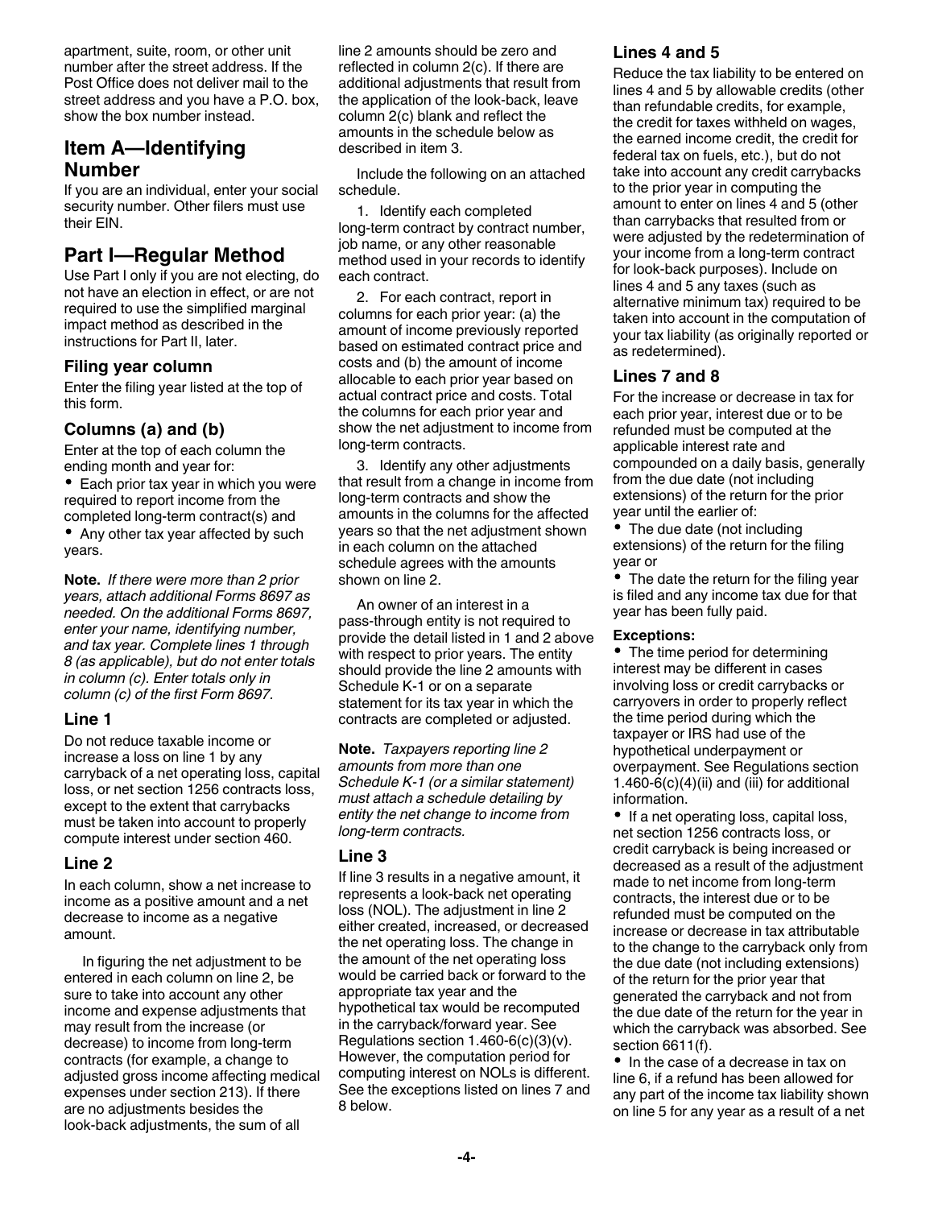apartment, suite, room, or other unit number after the street address. If the Post Office does not deliver mail to the street address and you have a P.O. box, show the box number instead.

## Item A—Identifying Number

If you are an individual, enter your social security number. Other filers must use their EIN.

## Part I—Regular Method

Use Part I only if you are not electing, do not have an election in effect, or are not required to use the simplified marginal impact method as described in the instructions for Part II, later.

### Filing year column

Enter the filing year listed at the top of this form.

### Columns (a) and (b)

Enter at the top of each column the ending month and year for:

- Each prior tax year in which you were required to report income from the completed long-term contract(s) and
- Any other tax year affected by such years.

**Note.** *If there were more than 2 prior years, attach additional Forms 8697 as needed. On the additional Forms 8697, enter your name, identifying number, and tax year. Complete lines 1 through 8 (as applicable), but do not enter totals in column (c). Enter totals only in column (c) of the first Form 8697.*

### Line 1

Do not reduce taxable income or increase a loss on line 1 by any carryback of a net operating loss, capital loss, or net section 1256 contracts loss, except to the extent that carrybacks must be taken into account to properly compute interest under section 460.

### Line 2

In each column, show a net increase to income as a positive amount and a net decrease to income as a negative amount.

In figuring the net adjustment to be entered in each column on line 2, be sure to take into account any other income and expense adjustments that may result from the increase (or decrease) to income from long-term contracts (for example, a change to adjusted gross income affecting medical expenses under section 213). If there are no adjustments besides the look-back adjustments, the sum of all line 2 amounts should be zero and reflected in column 2(c). If there are additional adjustments that result from the application of the look-back, leave column 2(c) blank and reflect the amounts in the schedule below as described in item 3.

Include the following on an attached schedule.

1. Identify each completed long-term contract by contract number, job name, or any other reasonable method used in your records to identify each contract.

2. For each contract, report in columns for each prior year: (a) the amount of income previously reported based on estimated contract price and costs and (b) the amount of income allocable to each prior year based on actual contract price and costs. Total the columns for each prior year and show the net adjustment to income from long-term contracts.

3. Identify any other adjustments that result from a change in income from long-term contracts and show the amounts in the columns for the affected years so that the net adjustment shown in each column on the attached schedule agrees with the amounts shown on line 2.

An owner of an interest in a pass-through entity is not required to provide the detail listed in 1 and 2 above with respect to prior years. The entity should provide the line 2 amounts with Schedule K-1 or on a separate statement for its tax year in which the contracts are completed or adjusted.

**Note.** *Taxpayers reporting line 2 amounts from more than one Schedule K-1 (or a similar statement) must attach a schedule detailing by entity the net change to income from long-term contracts.*

### Line 3

If line 3 results in a negative amount, it represents a look-back net operating loss (NOL). The adjustment in line 2 either created, increased, or decreased the net operating loss. The change in the amount of the net operating loss would be carried back or forward to the appropriate tax year and the hypothetical tax would be recomputed in the carryback/forward year. See Regulations section 1.460-6(c)(3)(v). However, the computation period for computing interest on NOLs is different. See the exceptions listed on lines 7 and 8 below.

### Lines 4 and 5

Reduce the tax liability to be entered on lines 4 and 5 by allowable credits (other than refundable credits, for example, the credit for taxes withheld on wages, the earned income credit, the credit for federal tax on fuels, etc.), but do not take into account any credit carrybacks to the prior year in computing the amount to enter on lines 4 and 5 (other than carrybacks that resulted from or were adjusted by the redetermination of your income from a long-term contract for look-back purposes). Include on lines 4 and 5 any taxes (such as alternative minimum tax) required to be taken into account in the computation of your tax liability (as originally reported or as redetermined).

### Lines 7 and 8

For the increase or decrease in tax for each prior year, interest due or to be refunded must be computed at the applicable interest rate and compounded on a daily basis, generally from the due date (not including extensions) of the return for the prior year until the earlier of:

- The due date (not including extensions) of the return for the filing year or
- The date the return for the filing year is filed and any income tax due for that year has been fully paid.

**Exceptions:**

- The time period for determining interest may be different in cases involving loss or credit carrybacks or carryovers in order to properly reflect the time period during which the taxpayer or IRS had use of the hypothetical underpayment or overpayment. See Regulations section 1.460-6(c)(4)(ii) and (iii) for additional information.
- If a net operating loss, capital loss, net section 1256 contracts loss, or credit carryback is being increased or decreased as a result of the adjustment made to net income from long-term contracts, the interest due or to be refunded must be computed on the increase or decrease in tax attributable to the change to the carryback only from the due date (not including extensions) of the return for the prior year that generated the carryback and not from the due date of the return for the year in which the carryback was absorbed. See section 6611(f).
- In the case of a decrease in tax on line 6, if a refund has been allowed for any part of the income tax liability shown on line 5 for any year as a result of a net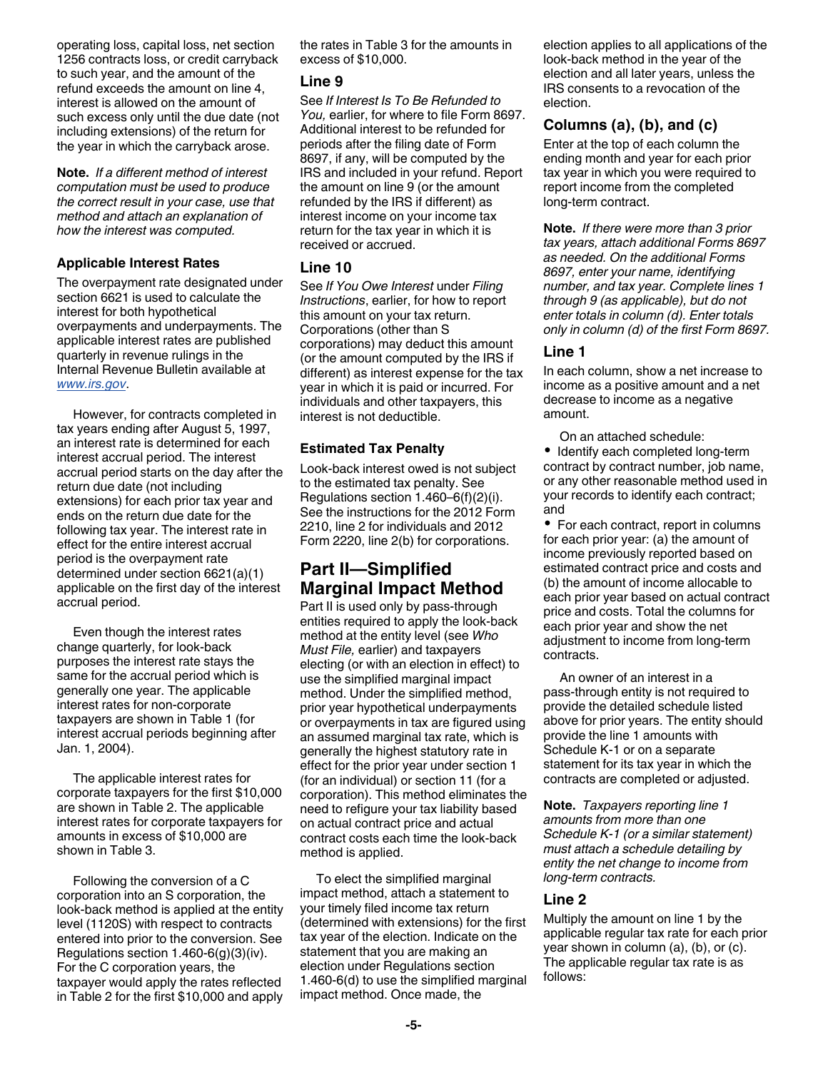operating loss, capital loss, net section 1256 contracts loss, or credit carryback to such year, and the amount of the refund exceeds the amount on line 4, interest is allowed on the amount of such excess only until the due date (not including extensions) of the return for the year in which the carryback arose.

**Note.** *If a different method of interest computation must be used to produce the correct result in your case, use that method and attach an explanation of how the interest was computed.*

#### Applicable Interest Rates

The overpayment rate designated under section 6621 is used to calculate the interest for both hypothetical overpayments and underpayments. The applicable interest rates are published quarterly in revenue rulings in the Internal Revenue Bulletin available at www.irs.gov.

However, for contracts completed in tax years ending after August 5, 1997, an interest rate is determined for each interest accrual period. The interest accrual period starts on the day after the return due date (not including extensions) for each prior tax year and ends on the return due date for the following tax year. The interest rate in effect for the entire interest accrual period is the overpayment rate determined under section 6621(a)(1) applicable on the first day of the interest accrual period.

Even though the interest rates change quarterly, for look-back purposes the interest rate stays the same for the accrual period which is generally one year. The applicable interest rates for non-corporate taxpayers are shown in Table 1 (for interest accrual periods beginning after Jan. 1, 2004).

The applicable interest rates for corporate taxpayers for the first $10,000 are shown in Table 2. The applicable interest rates for corporate taxpayers for amounts in excess of $10,000 are shown in Table 3.

Following the conversion of a C corporation into an S corporation, the look-back method is applied at the entity level (1120S) with respect to contracts entered into prior to the conversion. See Regulations section 1.460-6(g)(3)(iv). For the C corporation years, the taxpayer would apply the rates reflected in Table 2 for the first $10,000 and apply the rates in Table 3 for the amounts in excess of $10,000.

### Line 9

See *If Interest Is To Be Refunded to You,* earlier, for where to file Form 8697. Additional interest to be refunded for periods after the filing date of Form 8697, if any, will be computed by the IRS and included in your refund. Report the amount on line 9 (or the amount refunded by the IRS if different) as interest income on your income tax return for the tax year in which it is received or accrued.

### Line 10

See *If You Owe Interest* under *Filing Instructions*, earlier, for how to report this amount on your tax return. Corporations (other than S corporations) may deduct this amount (or the amount computed by the IRS if different) as interest expense for the tax year in which it is paid or incurred. For individuals and other taxpayers, this interest is not deductible.

#### Estimated Tax Penalty

Look-back interest owed is not subject to the estimated tax penalty. See Regulations section 1.460–6(f)(2)(i). See the instructions for the 2012 Form 2210, line 2 for individuals and 2012 Form 2220, line 2(b) for corporations.

## Part II—Simplified Marginal Impact Method

Part II is used only by pass-through entities required to apply the look-back method at the entity level (see *Who Must File,* earlier) and taxpayers electing (or with an election in effect) to use the simplified marginal impact method. Under the simplified method, prior year hypothetical underpayments or overpayments in tax are figured using an assumed marginal tax rate, which is generally the highest statutory rate in effect for the prior year under section 1 (for an individual) or section 11 (for a corporation). This method eliminates the need to refigure your tax liability based on actual contract price and actual contract costs each time the look-back method is applied.

To elect the simplified marginal impact method, attach a statement to your timely filed income tax return (determined with extensions) for the first tax year of the election. Indicate on the statement that you are making an election under Regulations section 1.460-6(d) to use the simplified marginal impact method. Once made, the election applies to all applications of the look-back method in the year of the election and all later years, unless the IRS consents to a revocation of the election.

### Columns (a), (b), and (c)

Enter at the top of each column the ending month and year for each prior tax year in which you were required to report income from the completed long-term contract.

**Note.** *If there were more than 3 prior tax years, attach additional Forms 8697 as needed. On the additional Forms 8697, enter your name, identifying number, and tax year. Complete lines 1 through 9 (as applicable), but do not enter totals in column (d). Enter totals only in column (d) of the first Form 8697.*

### Line 1

In each column, show a net increase to income as a positive amount and a net decrease to income as a negative amount.

On an attached schedule:

- Identify each completed long-term contract by contract number, job name, or any other reasonable method used in your records to identify each contract; and
- For each contract, report in columns for each prior year: (a) the amount of income previously reported based on estimated contract price and costs and (b) the amount of income allocable to each prior year based on actual contract price and costs. Total the columns for each prior year and show the net adjustment to income from long-term contracts.

An owner of an interest in a pass-through entity is not required to provide the detailed schedule listed above for prior years. The entity should provide the line 1 amounts with Schedule K-1 or on a separate statement for its tax year in which the contracts are completed or adjusted.

**Note.** *Taxpayers reporting line 1 amounts from more than one Schedule K-1 (or a similar statement) must attach a schedule detailing by entity the net change to income from long-term contracts.*

### Line 2

Multiply the amount on line 1 by the applicable regular tax rate for each prior year shown in column (a), (b), or (c). The applicable regular tax rate is as follows: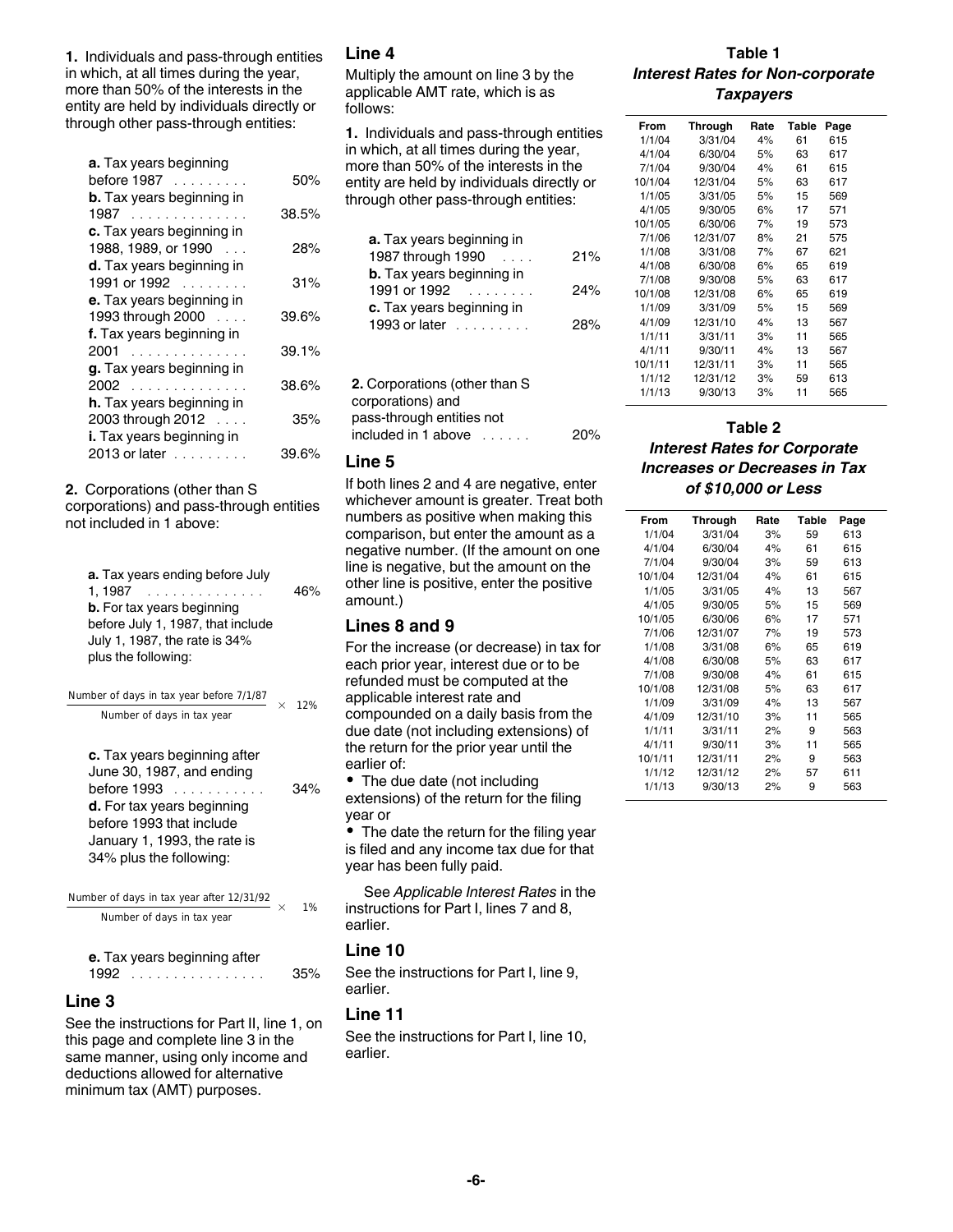**1.** Individuals and pass-through entities in which, at all times during the year, more than 50% of the interests in the entity are held by individuals directly or through other pass-through entities:

| | |
|---|---|
| **a.** Tax years beginning before 1987 | 50% |
| **b.** Tax years beginning in 1987 | 38.5% |
| **c.** Tax years beginning in 1988, 1989, or 1990 | 28% |
| **d.** Tax years beginning in 1991 or 1992 | 31% |
| **e.** Tax years beginning in 1993 through 2000 | 39.6% |
| **f.** Tax years beginning in 2001 | 39.1% |
| **g.** Tax years beginning in 2002 | 38.6% |
| **h.** Tax years beginning in 2003 through 2012 | 35% |
| **i.** Tax years beginning in 2013 or later | 39.6% |

**2.** Corporations (other than S corporations) and pass-through entities not included in 1 above:

**a.** Tax years ending before July 1, 1987 . . . 46%

**b.** For tax years beginning before July 1, 1987, that include July 1, 1987, the rate is 34% plus the following:

$$\frac{\text{Number of days in tax year before 7/1/87}}{\text{Number of days in tax year}} \times 12\%$$

**c.** Tax years beginning after June 30, 1987, and ending before 1993 . . . 34%

**d.** For tax years beginning before 1993 that include January 1, 1993, the rate is 34% plus the following:

$$\frac{\text{Number of days in tax year after 12/31/92}}{\text{Number of days in tax year}} \times 1\%$$

**e.** Tax years beginning after 1992 . . . 35%

## Line 3

See the instructions for Part II, line 1, on this page and complete line 3 in the same manner, using only income and deductions allowed for alternative minimum tax (AMT) purposes.

## Line 4

Multiply the amount on line 3 by the applicable AMT rate, which is as follows:

**1.** Individuals and pass-through entities in which, at all times during the year, more than 50% of the interests in the entity are held by individuals directly or through other pass-through entities:

| | |
|---|---|
| **a.** Tax years beginning in 1987 through 1990 | 21% |
| **b.** Tax years beginning in 1991 or 1992 | 24% |
| **c.** Tax years beginning in 1993 or later | 28% |

**2.** Corporations (other than S corporations) and pass-through entities not included in 1 above . . . 20%

## Line 5

If both lines 2 and 4 are negative, enter whichever amount is greater. Treat both numbers as positive when making this comparison, but enter the amount as a negative number. (If the amount on one line is negative, but the amount on the other line is positive, enter the positive amount.)

## Lines 8 and 9

For the increase (or decrease) in tax for each prior year, interest due or to be refunded must be computed at the applicable interest rate and compounded on a daily basis from the due date (not including extensions) of the return for the prior year until the earlier of:

- The due date (not including extensions) of the return for the filing year or
- The date the return for the filing year is filed and any income tax due for that year has been fully paid.

See *Applicable Interest Rates* in the instructions for Part I, lines 7 and 8, earlier.

## Line 10

See the instructions for Part I, line 9, earlier.

## Line 11

See the instructions for Part I, line 10, earlier.

### Table 1
### *Interest Rates for Non-corporate Taxpayers*

| From | Through | Rate | Table | Page |
|---|---|---|---|---|
| 1/1/04 | 3/31/04 | 4% | 61 | 615 |
| 4/1/04 | 6/30/04 | 5% | 63 | 617 |
| 7/1/04 | 9/30/04 | 4% | 61 | 615 |
| 10/1/04 | 12/31/04 | 5% | 63 | 617 |
| 1/1/05 | 3/31/05 | 5% | 15 | 569 |
| 4/1/05 | 9/30/05 | 6% | 17 | 571 |
| 10/1/05 | 6/30/06 | 7% | 19 | 573 |
| 7/1/06 | 12/31/07 | 8% | 21 | 575 |
| 1/1/08 | 3/31/08 | 7% | 67 | 621 |
| 4/1/08 | 6/30/08 | 6% | 65 | 619 |
| 7/1/08 | 9/30/08 | 5% | 63 | 617 |
| 10/1/08 | 12/31/08 | 6% | 65 | 619 |
| 1/1/09 | 3/31/09 | 5% | 15 | 569 |
| 4/1/09 | 12/31/10 | 4% | 13 | 567 |
| 1/1/11 | 3/31/11 | 3% | 11 | 565 |
| 4/1/11 | 9/30/11 | 4% | 13 | 567 |
| 10/1/11 | 12/31/11 | 3% | 11 | 565 |
| 1/1/12 | 12/31/12 | 3% | 59 | 613 |
| 1/1/13 | 9/30/13 | 3% | 11 | 565 |

### Table 2
### *Interest Rates for Corporate Increases or Decreases in Tax of $10,000 or Less*

| From | Through | Rate | Table | Page |
|---|---|---|---|---|
| 1/1/04 | 3/31/04 | 3% | 59 | 613 |
| 4/1/04 | 6/30/04 | 4% | 61 | 615 |
| 7/1/04 | 9/30/04 | 3% | 59 | 613 |
| 10/1/04 | 12/31/04 | 4% | 61 | 615 |
| 1/1/05 | 3/31/05 | 4% | 13 | 567 |
| 4/1/05 | 9/30/05 | 5% | 15 | 569 |
| 10/1/05 | 6/30/06 | 6% | 17 | 571 |
| 7/1/06 | 12/31/07 | 7% | 19 | 573 |
| 1/1/08 | 3/31/08 | 6% | 65 | 619 |
| 4/1/08 | 6/30/08 | 5% | 63 | 617 |
| 7/1/08 | 9/30/08 | 4% | 61 | 615 |
| 10/1/08 | 12/31/08 | 5% | 63 | 617 |
| 1/1/09 | 3/31/09 | 4% | 13 | 567 |
| 4/1/09 | 12/31/10 | 3% | 11 | 565 |
| 1/1/11 | 3/31/11 | 2% | 9 | 563 |
| 4/1/11 | 9/30/11 | 3% | 11 | 565 |
| 10/1/11 | 12/31/11 | 2% | 9 | 563 |
| 1/1/12 | 12/31/12 | 2% | 57 | 611 |
| 1/1/13 | 9/30/13 | 2% | 9 | 563 |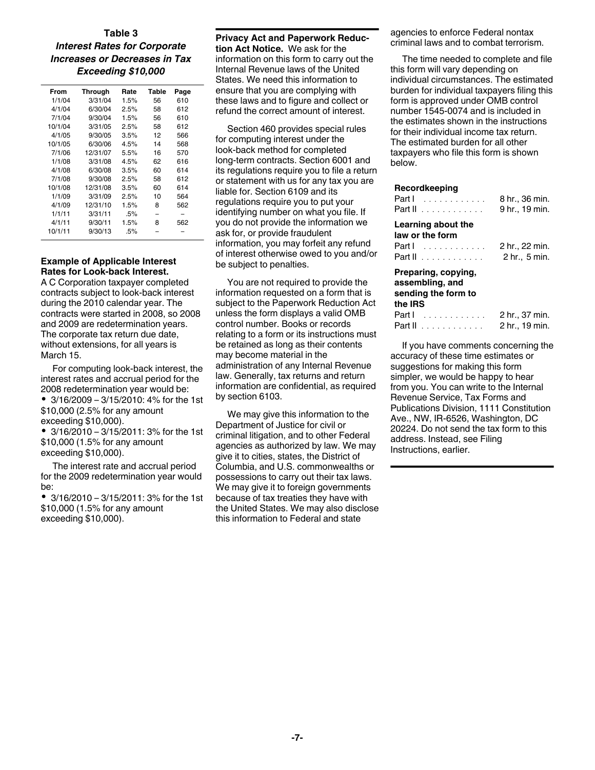### Table 3
### *Interest Rates for Corporate Increases or Decreases in Tax Exceeding $10,000*

| From | Through | Rate | Table | Page |
|---|---|---|---|---|
| 1/1/04 | 3/31/04 | 1.5% | 56 | 610 |
| 4/1/04 | 6/30/04 | 2.5% | 58 | 612 |
| 7/1/04 | 9/30/04 | 1.5% | 56 | 610 |
| 10/1/04 | 3/31/05 | 2.5% | 58 | 612 |
| 4/1/05 | 9/30/05 | 3.5% | 12 | 566 |
| 10/1/05 | 6/30/06 | 4.5% | 14 | 568 |
| 7/1/06 | 12/31/07 | 5.5% | 16 | 570 |
| 1/1/08 | 3/31/08 | 4.5% | 62 | 616 |
| 4/1/08 | 6/30/08 | 3.5% | 60 | 614 |
| 7/1/08 | 9/30/08 | 2.5% | 58 | 612 |
| 10/1/08 | 12/31/08 | 3.5% | 60 | 614 |
| 1/1/09 | 3/31/09 | 2.5% | 10 | 564 |
| 4/1/09 | 12/31/10 | 1.5% | 8 | 562 |
| 1/1/11 | 3/31/11 | .5% | – | – |
| 4/1/11 | 9/30/11 | 1.5% | 8 | 562 |
| 10/1/11 | 9/30/13 | .5% | – | – |

**Example of Applicable Interest Rates for Look-back Interest.**
A C Corporation taxpayer completed contracts subject to look-back interest during the 2010 calendar year. The contracts were started in 2008, so 2008 and 2009 are redetermination years. The corporate tax return due date, without extensions, for all years is March 15.

For computing look-back interest, the interest rates and accrual period for the 2008 redetermination year would be:

- 3/16/2009 – 3/15/2010: 4% for the 1st $10,000 (2.5% for any amount exceeding $10,000).
- 3/16/2010 – 3/15/2011: 3% for the 1st $10,000 (1.5% for any amount exceeding $10,000).

The interest rate and accrual period for the 2009 redetermination year would be:

- 3/16/2010 – 3/15/2011: 3% for the 1st $10,000 (1.5% for any amount exceeding $10,000).

**Privacy Act and Paperwork Reduction Act Notice.** We ask for the information on this form to carry out the Internal Revenue laws of the United States. We need this information to ensure that you are complying with these laws and to figure and collect or refund the correct amount of interest.

Section 460 provides special rules for computing interest under the look-back method for completed long-term contracts. Section 6001 and its regulations require you to file a return or statement with us for any tax you are liable for. Section 6109 and its regulations require you to put your identifying number on what you file. If you do not provide the information we ask for, or provide fraudulent information, you may forfeit any refund of interest otherwise owed to you and/or be subject to penalties.

You are not required to provide the information requested on a form that is subject to the Paperwork Reduction Act unless the form displays a valid OMB control number. Books or records relating to a form or its instructions must be retained as long as their contents may become material in the administration of any Internal Revenue law. Generally, tax returns and return information are confidential, as required by section 6103.

We may give this information to the Department of Justice for civil or criminal litigation, and to other Federal agencies as authorized by law. We may give it to cities, states, the District of Columbia, and U.S. commonwealths or possessions to carry out their tax laws. We may give it to foreign governments because of tax treaties they have with the United States. We may also disclose this information to Federal and state agencies to enforce Federal nontax criminal laws and to combat terrorism.

The time needed to complete and file this form will vary depending on individual circumstances. The estimated burden for individual taxpayers filing this form is approved under OMB control number 1545-0074 and is included in the estimates shown in the instructions for their individual income tax return. The estimated burden for all other taxpayers who file this form is shown below.

| | |
|---|---|
| **Recordkeeping** | |
| Part I | 8 hr., 36 min. |
| Part II | 9 hr., 19 min. |
| **Learning about the law or the form** | |
| Part I | 2 hr., 22 min. |
| Part II | 2 hr., 5 min. |
| **Preparing, copying, assembling, and sending the form to the IRS** | |
| Part I | 2 hr., 37 min. |
| Part II | 2 hr., 19 min. |

If you have comments concerning the accuracy of these time estimates or suggestions for making this form simpler, we would be happy to hear from you. You can write to the Internal Revenue Service, Tax Forms and Publications Division, 1111 Constitution Ave., NW, IR-6526, Washington, DC 20224. Do not send the tax form to this address. Instead, see Filing Instructions, earlier.